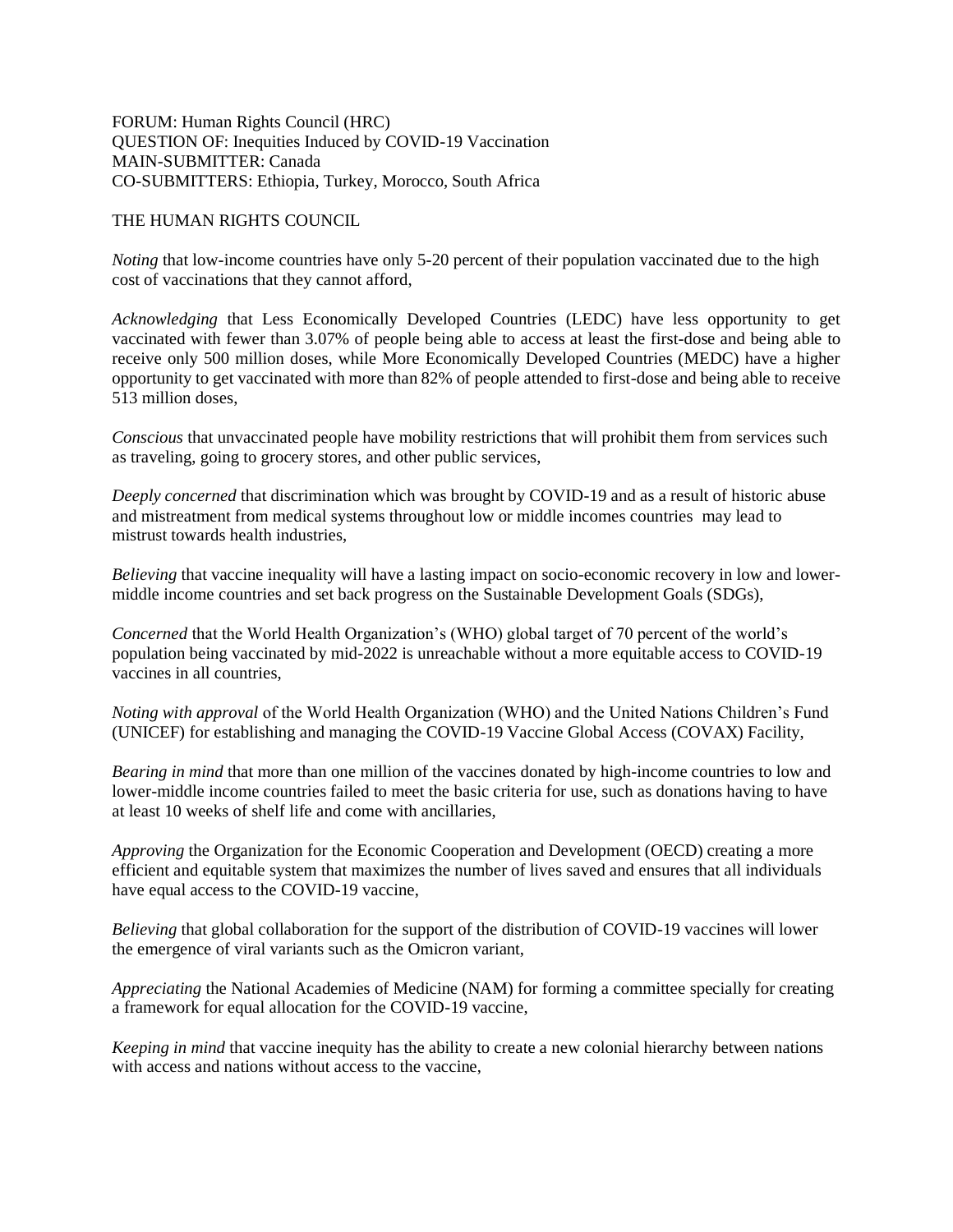FORUM: Human Rights Council (HRC)
QUESTION OF: Inequities Induced by COVID-19 Vaccination
MAIN-SUBMITTER: Canada
CO-SUBMITTERS: Ethiopia, Turkey, Morocco, South Africa

THE HUMAN RIGHTS COUNCIL

*Noting* that low-income countries have only 5-20 percent of their population vaccinated due to the high cost of vaccinations that they cannot afford,

*Acknowledging* that Less Economically Developed Countries (LEDC) have less opportunity to get vaccinated with fewer than 3.07% of people being able to access at least the first-dose and being able to receive only 500 million doses, while More Economically Developed Countries (MEDC) have a higher opportunity to get vaccinated with more than 82% of people attended to first-dose and being able to receive 513 million doses,

*Conscious* that unvaccinated people have mobility restrictions that will prohibit them from services such as traveling, going to grocery stores, and other public services,

*Deeply concerned* that discrimination which was brought by COVID-19 and as a result of historic abuse and mistreatment from medical systems throughout low or middle incomes countries may lead to mistrust towards health industries,

*Believing* that vaccine inequality will have a lasting impact on socio-economic recovery in low and lower-middle income countries and set back progress on the Sustainable Development Goals (SDGs),

*Concerned* that the World Health Organization's (WHO) global target of 70 percent of the world's population being vaccinated by mid-2022 is unreachable without a more equitable access to COVID-19 vaccines in all countries,

*Noting with approval* of the World Health Organization (WHO) and the United Nations Children's Fund (UNICEF) for establishing and managing the COVID-19 Vaccine Global Access (COVAX) Facility,

*Bearing in mind* that more than one million of the vaccines donated by high-income countries to low and lower-middle income countries failed to meet the basic criteria for use, such as donations having to have at least 10 weeks of shelf life and come with ancillaries,

*Approving* the Organization for the Economic Cooperation and Development (OECD) creating a more efficient and equitable system that maximizes the number of lives saved and ensures that all individuals have equal access to the COVID-19 vaccine,

*Believing* that global collaboration for the support of the distribution of COVID-19 vaccines will lower the emergence of viral variants such as the Omicron variant,

*Appreciating* the National Academies of Medicine (NAM) for forming a committee specially for creating a framework for equal allocation for the COVID-19 vaccine,

*Keeping in mind* that vaccine inequity has the ability to create a new colonial hierarchy between nations with access and nations without access to the vaccine,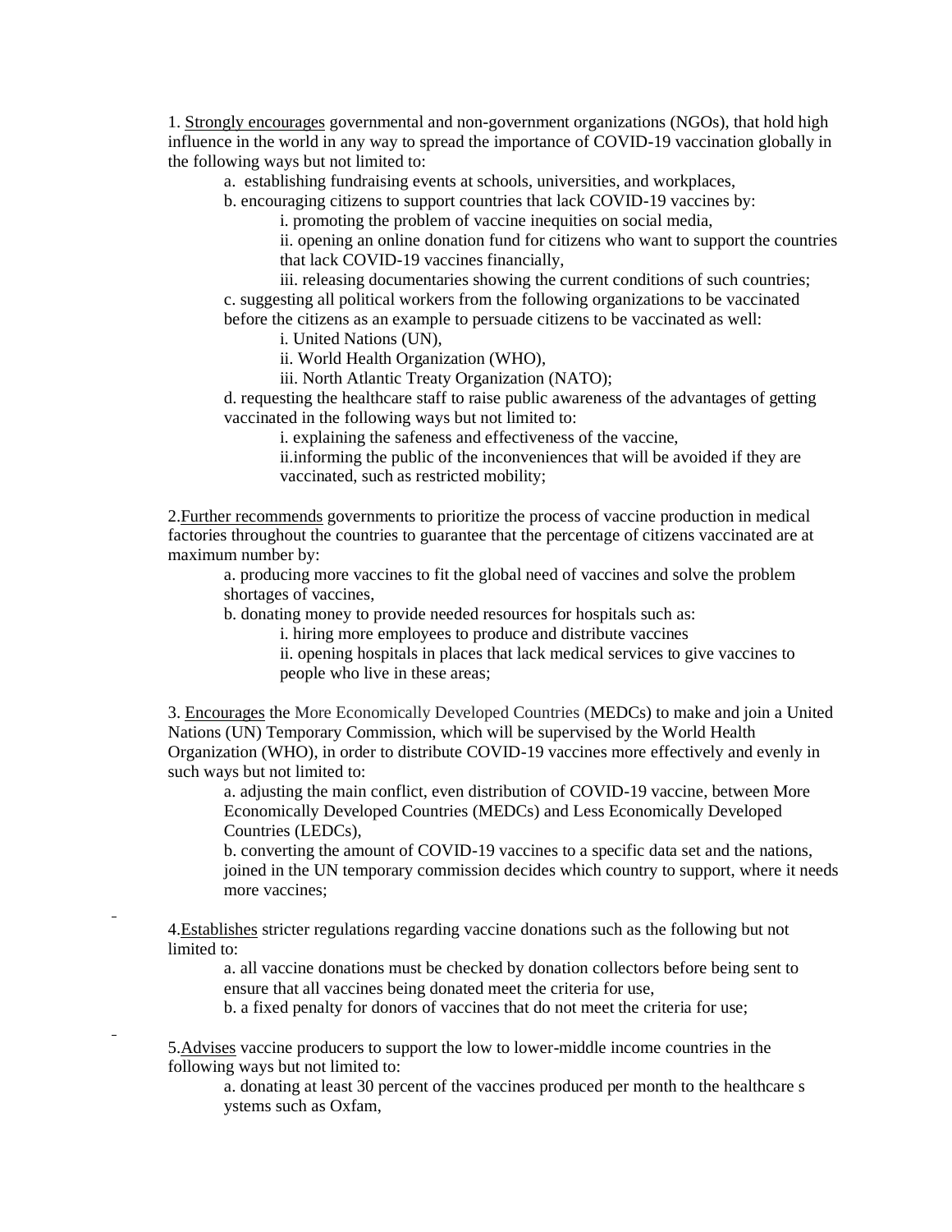1. <u>Strongly encourages</u> governmental and non-government organizations (NGOs), that hold high influence in the world in any way to spread the importance of COVID-19 vaccination globally in the following ways but not limited to:

    a. establishing fundraising events at schools, universities, and workplaces,

    b. encouraging citizens to support countries that lack COVID-19 vaccines by:

        i. promoting the problem of vaccine inequities on social media,

        ii. opening an online donation fund for citizens who want to support the countries that lack COVID-19 vaccines financially,

        iii. releasing documentaries showing the current conditions of such countries;

    c. suggesting all political workers from the following organizations to be vaccinated before the citizens as an example to persuade citizens to be vaccinated as well:

        i. United Nations (UN),

        ii. World Health Organization (WHO),

        iii. North Atlantic Treaty Organization (NATO);

    d. requesting the healthcare staff to raise public awareness of the advantages of getting vaccinated in the following ways but not limited to:

        i. explaining the safeness and effectiveness of the vaccine,

        ii.informing the public of the inconveniences that will be avoided if they are vaccinated, such as restricted mobility;

2.<u>Further recommends</u> governments to prioritize the process of vaccine production in medical factories throughout the countries to guarantee that the percentage of citizens vaccinated are at maximum number by:

    a. producing more vaccines to fit the global need of vaccines and solve the problem shortages of vaccines,

    b. donating money to provide needed resources for hospitals such as:

        i. hiring more employees to produce and distribute vaccines

        ii. opening hospitals in places that lack medical services to give vaccines to people who live in these areas;

3. <u>Encourages</u> the More Economically Developed Countries (MEDCs) to make and join a United Nations (UN) Temporary Commission, which will be supervised by the World Health Organization (WHO), in order to distribute COVID-19 vaccines more effectively and evenly in such ways but not limited to:

    a. adjusting the main conflict, even distribution of COVID-19 vaccine, between More Economically Developed Countries (MEDCs) and Less Economically Developed Countries (LEDCs),

    b. converting the amount of COVID-19 vaccines to a specific data set and the nations, joined in the UN temporary commission decides which country to support, where it needs more vaccines;

4.<u>Establishes</u> stricter regulations regarding vaccine donations such as the following but not limited to:

    a. all vaccine donations must be checked by donation collectors before being sent to ensure that all vaccines being donated meet the criteria for use,

    b. a fixed penalty for donors of vaccines that do not meet the criteria for use;

5.<u>Advises</u> vaccine producers to support the low to lower-middle income countries in the following ways but not limited to:

    a. donating at least 30 percent of the vaccines produced per month to the healthcare s ystems such as Oxfam,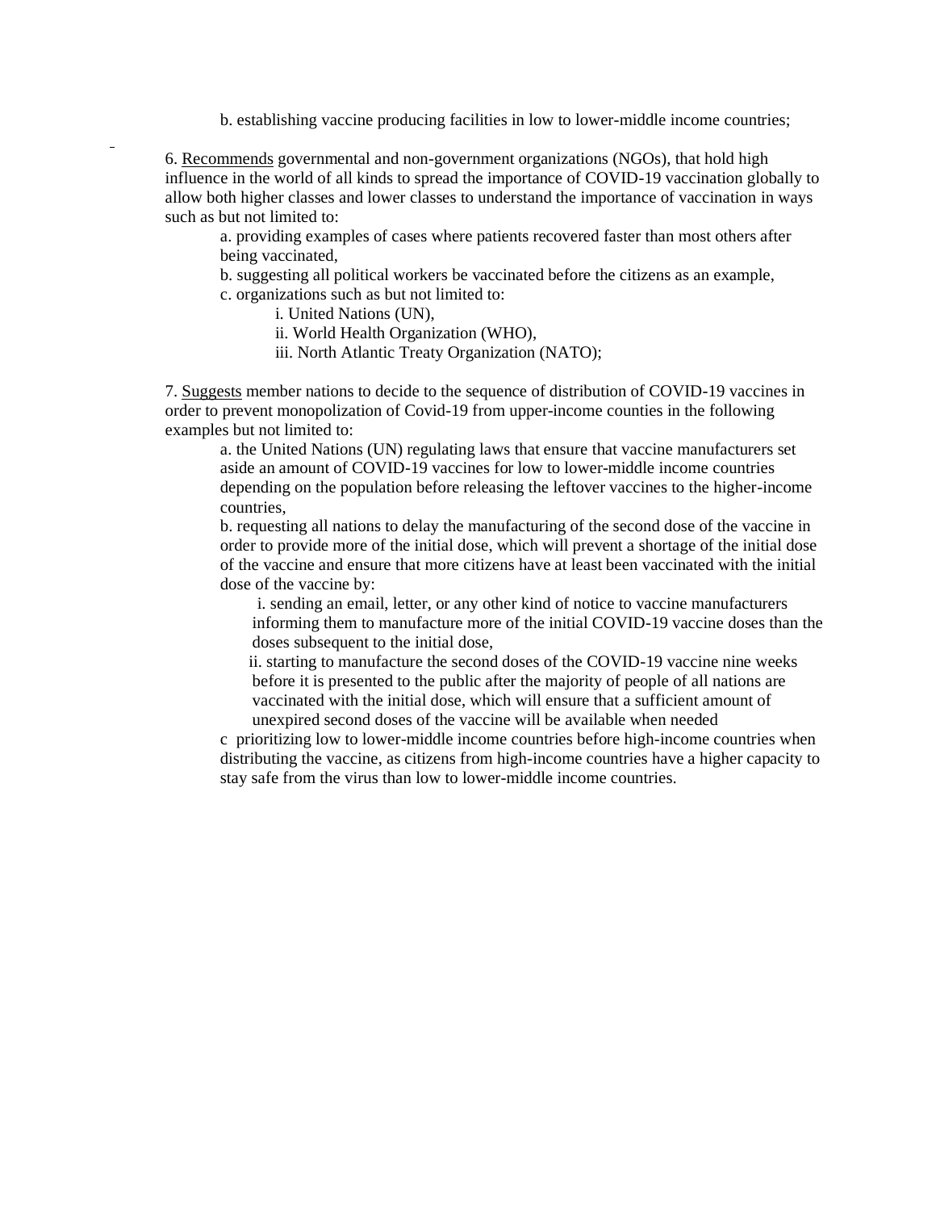b. establishing vaccine producing facilities in low to lower-middle income countries;

6. Recommends governmental and non-government organizations (NGOs), that hold high influence in the world of all kinds to spread the importance of COVID-19 vaccination globally to allow both higher classes and lower classes to understand the importance of vaccination in ways such as but not limited to:

   a. providing examples of cases where patients recovered faster than most others after being vaccinated,

   b. suggesting all political workers be vaccinated before the citizens as an example,

   c. organizations such as but not limited to:

      i. United Nations (UN),

      ii. World Health Organization (WHO),

      iii. North Atlantic Treaty Organization (NATO);

7. Suggests member nations to decide to the sequence of distribution of COVID-19 vaccines in order to prevent monopolization of Covid-19 from upper-income counties in the following examples but not limited to:

   a. the United Nations (UN) regulating laws that ensure that vaccine manufacturers set aside an amount of COVID-19 vaccines for low to lower-middle income countries depending on the population before releasing the leftover vaccines to the higher-income countries,

   b. requesting all nations to delay the manufacturing of the second dose of the vaccine in order to provide more of the initial dose, which will prevent a shortage of the initial dose of the vaccine and ensure that more citizens have at least been vaccinated with the initial dose of the vaccine by:

      i. sending an email, letter, or any other kind of notice to vaccine manufacturers informing them to manufacture more of the initial COVID-19 vaccine doses than the doses subsequent to the initial dose,

      ii. starting to manufacture the second doses of the COVID-19 vaccine nine weeks before it is presented to the public after the majority of people of all nations are vaccinated with the initial dose, which will ensure that a sufficient amount of unexpired second doses of the vaccine will be available when needed

   c prioritizing low to lower-middle income countries before high-income countries when distributing the vaccine, as citizens from high-income countries have a higher capacity to stay safe from the virus than low to lower-middle income countries.